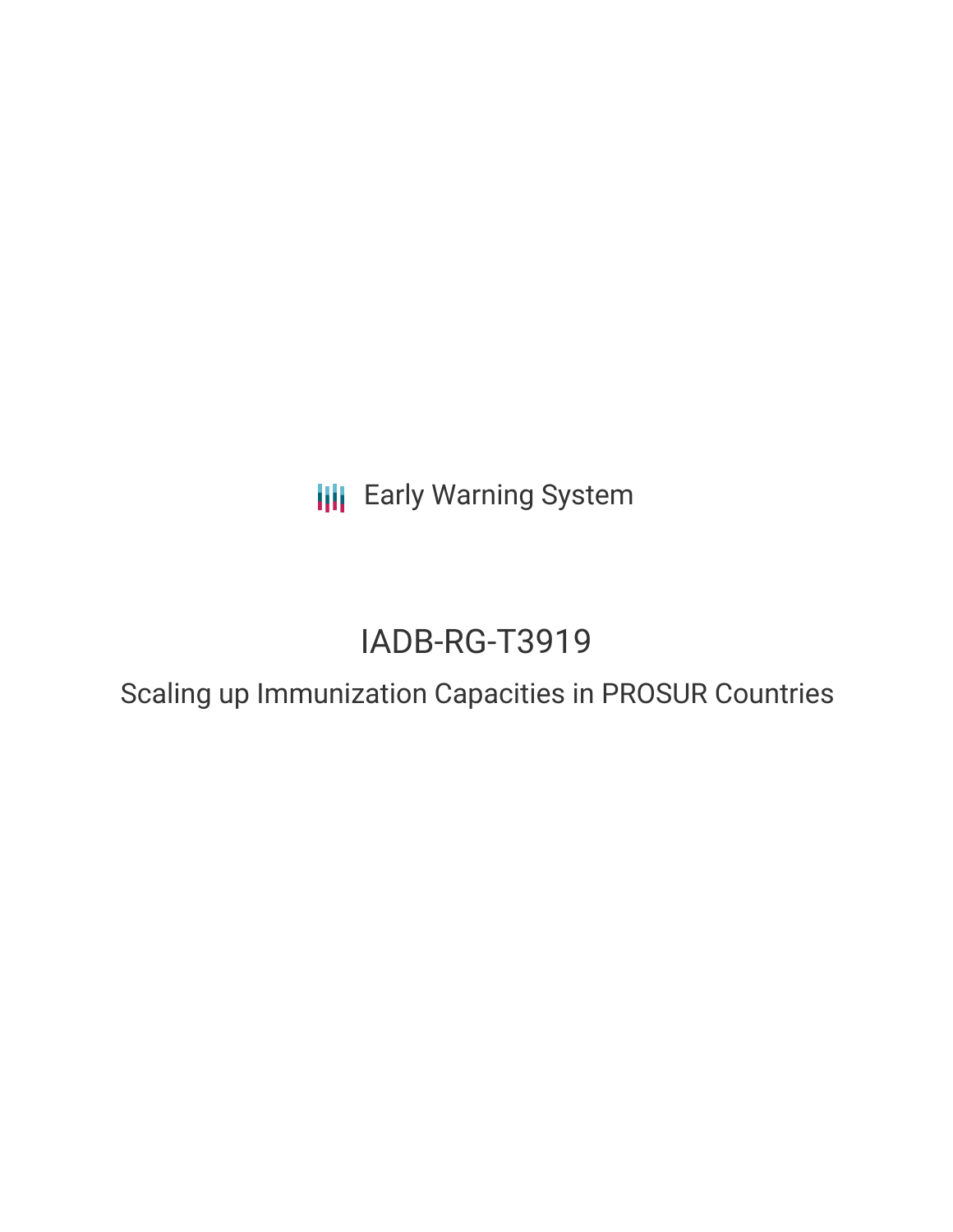Early Warning System

# IADB-RG-T3919

## Scaling up Immunization Capacities in PROSUR Countries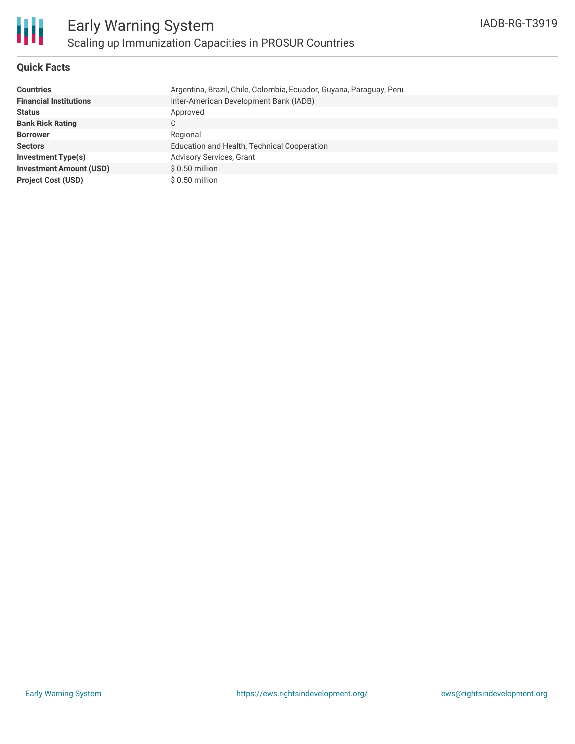# Early Warning System

## Scaling up Immunization Capacities in PROSUR Countries

IADB-RG-T3919

### Quick Facts

| | |
|---|---|
| **Countries** | Argentina, Brazil, Chile, Colombia, Ecuador, Guyana, Paraguay, Peru |
| **Financial Institutions** | Inter-American Development Bank (IADB) |
| **Status** | Approved |
| **Bank Risk Rating** | C |
| **Borrower** | Regional |
| **Sectors** | Education and Health, Technical Cooperation |
| **Investment Type(s)** | Advisory Services, Grant |
| **Investment Amount (USD)** | $ 0.50 million |
| **Project Cost (USD)** | $ 0.50 million |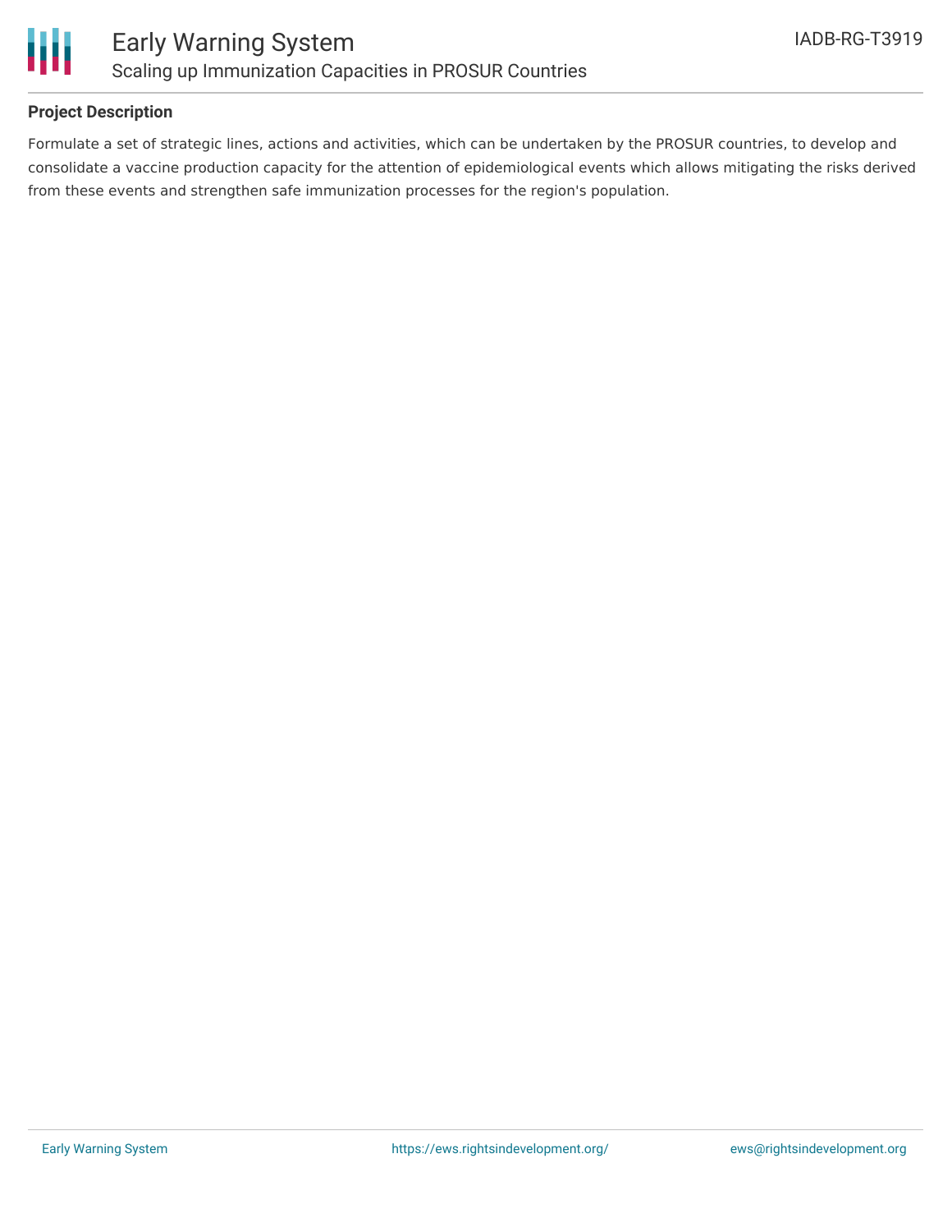## Project Description

Formulate a set of strategic lines, actions and activities, which can be undertaken by the PROSUR countries, to develop and consolidate a vaccine production capacity for the attention of epidemiological events which allows mitigating the risks derived from these events and strengthen safe immunization processes for the region's population.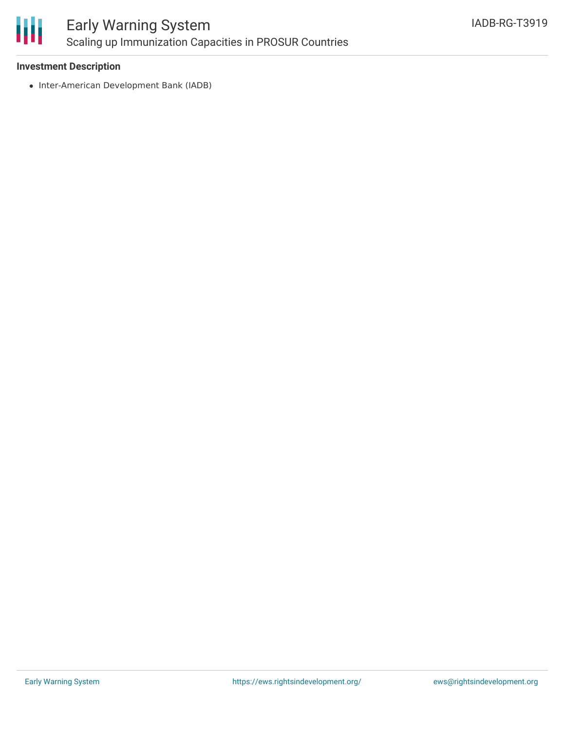**Investment Description**

- Inter-American Development Bank (IADB)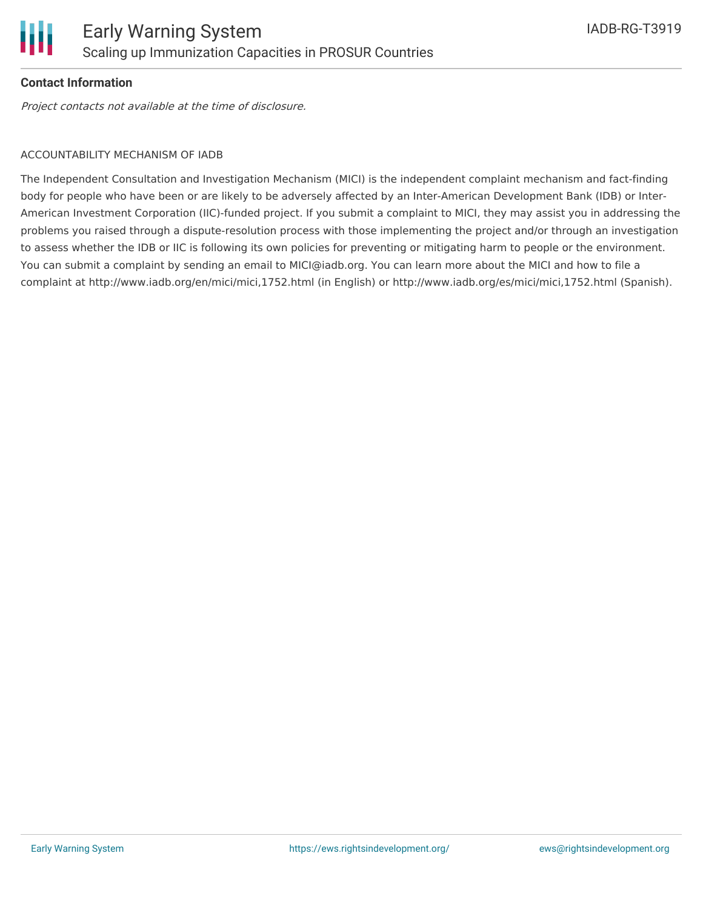**Contact Information**

*Project contacts not available at the time of disclosure.*

ACCOUNTABILITY MECHANISM OF IADB

The Independent Consultation and Investigation Mechanism (MICI) is the independent complaint mechanism and fact-finding body for people who have been or are likely to be adversely affected by an Inter-American Development Bank (IDB) or Inter-American Investment Corporation (IIC)-funded project. If you submit a complaint to MICI, they may assist you in addressing the problems you raised through a dispute-resolution process with those implementing the project and/or through an investigation to assess whether the IDB or IIC is following its own policies for preventing or mitigating harm to people or the environment. You can submit a complaint by sending an email to MICI@iadb.org. You can learn more about the MICI and how to file a complaint at http://www.iadb.org/en/mici/mici,1752.html (in English) or http://www.iadb.org/es/mici/mici,1752.html (Spanish).